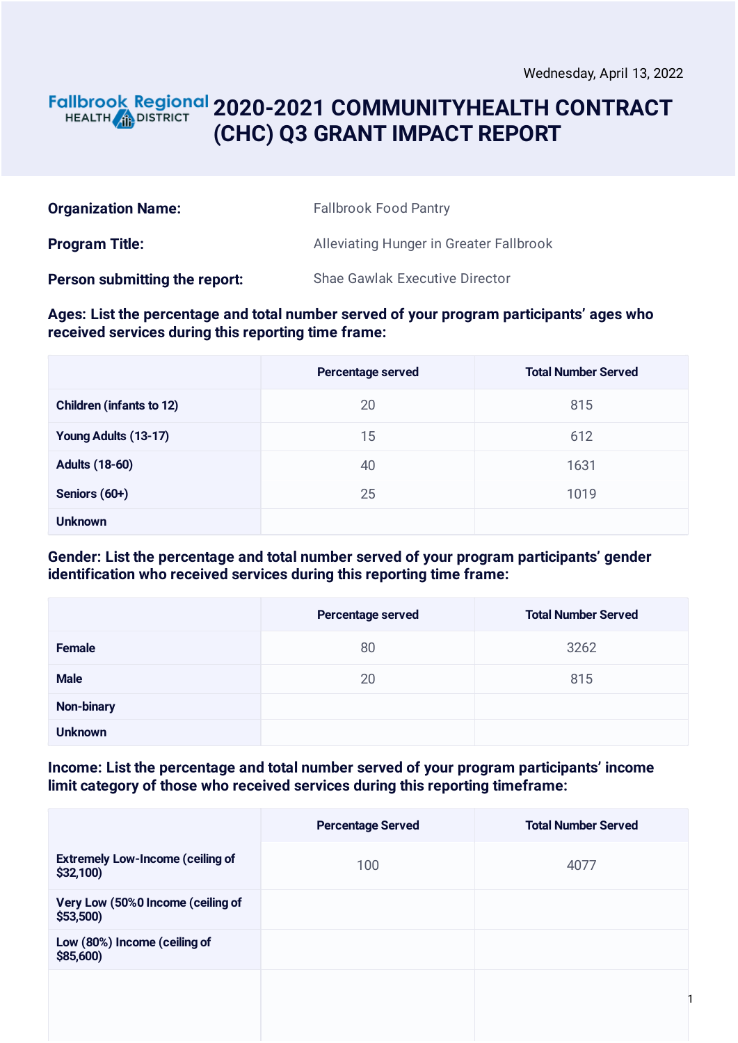Wednesday, April 13, 2022

Fallbrook Regional HEALTH DISTRICT

# 2020-2021 COMMUNITYHEALTH CONTRACT (CHC) Q3 GRANT IMPACT REPORT

**Organization Name:** Fallbrook Food Pantry

**Program Title:** Alleviating Hunger in Greater Fallbrook

**Person submitting the report:** Shae Gawlak Executive Director

**Ages: List the percentage and total number served of your program participants' ages who received services during this reporting time frame:**

| | Percentage served | Total Number Served |
|---|---|---|
| **Children (infants to 12)** | 20 | 815 |
| **Young Adults (13-17)** | 15 | 612 |
| **Adults (18-60)** | 40 | 1631 |
| **Seniors (60+)** | 25 | 1019 |
| **Unknown** | | |

**Gender: List the percentage and total number served of your program participants' gender identification who received services during this reporting time frame:**

| | Percentage served | Total Number Served |
|---|---|---|
| **Female** | 80 | 3262 |
| **Male** | 20 | 815 |
| **Non-binary** | | |
| **Unknown** | | |

**Income: List the percentage and total number served of your program participants' income limit category of those who received services during this reporting timeframe:**

| | Percentage Served | Total Number Served |
|---|---|---|
| **Extremely Low-Income (ceiling of $32,100)** | 100 | 4077 |
| **Very Low (50%0 Income (ceiling of $53,500)** | | |
| **Low (80%) Income (ceiling of $85,600)** | | |
| | | |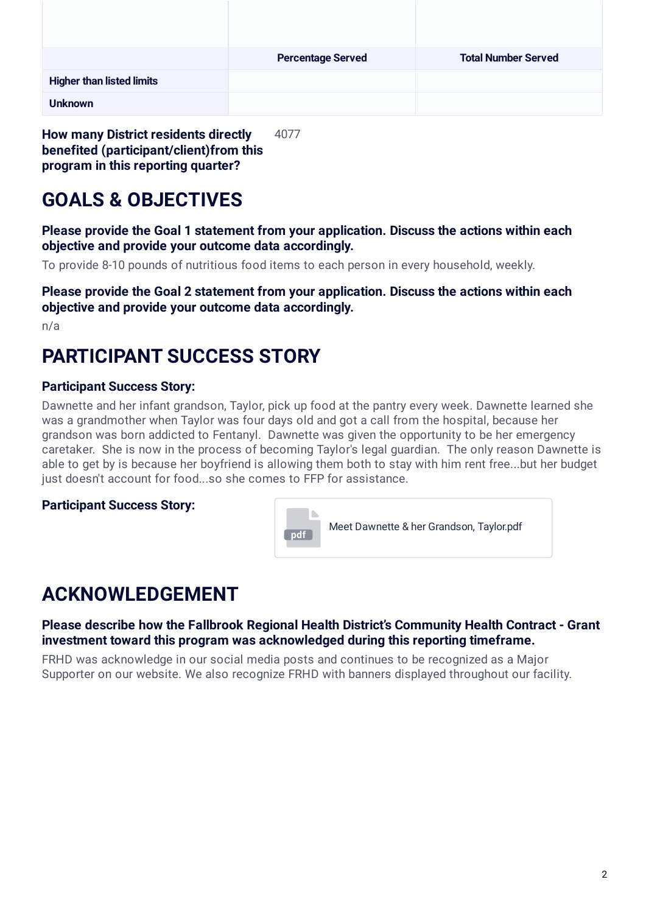| | Percentage Served | Total Number Served |
|---|---|---|
| **Higher than listed limits** | | |
| **Unknown** | | |

**How many District residents directly benefited (participant/client)from this program in this reporting quarter?** 4077

# GOALS & OBJECTIVES

**Please provide the Goal 1 statement from your application. Discuss the actions within each objective and provide your outcome data accordingly.**

To provide 8-10 pounds of nutritious food items to each person in every household, weekly.

**Please provide the Goal 2 statement from your application. Discuss the actions within each objective and provide your outcome data accordingly.**

n/a

# PARTICIPANT SUCCESS STORY

**Participant Success Story:**

Dawnette and her infant grandson, Taylor, pick up food at the pantry every week. Dawnette learned she was a grandmother when Taylor was four days old and got a call from the hospital, because her grandson was born addicted to Fentanyl. Dawnette was given the opportunity to be her emergency caretaker. She is now in the process of becoming Taylor's legal guardian. The only reason Dawnette is able to get by is because her boyfriend is allowing them both to stay with him rent free...but her budget just doesn't account for food...so she comes to FFP for assistance.

**Participant Success Story:**

pdf Meet Dawnette & her Grandson, Taylor.pdf

# ACKNOWLEDGEMENT

**Please describe how the Fallbrook Regional Health District's Community Health Contract - Grant investment toward this program was acknowledged during this reporting timeframe.**

FRHD was acknowledge in our social media posts and continues to be recognized as a Major Supporter on our website. We also recognize FRHD with banners displayed throughout our facility.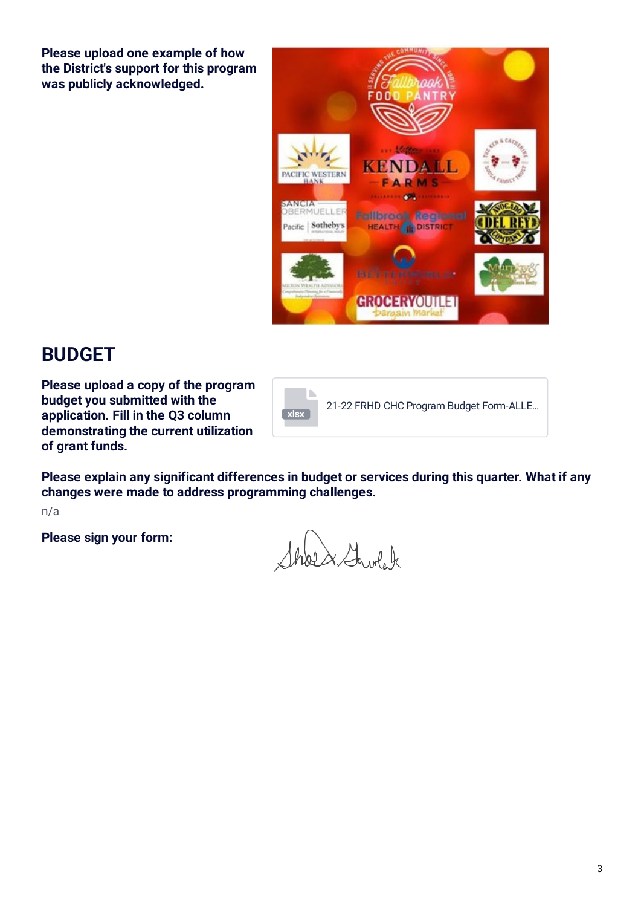**Please upload one example of how the District's support for this program was publicly acknowledged.**

## BUDGET

**Please upload a copy of the program budget you submitted with the application. Fill in the Q3 column demonstrating the current utilization of grant funds.**

xlsx 21-22 FRHD CHC Program Budget Form-ALLE...

**Please explain any significant differences in budget or services during this quarter. What if any changes were made to address programming challenges.**

n/a

**Please sign your form:**